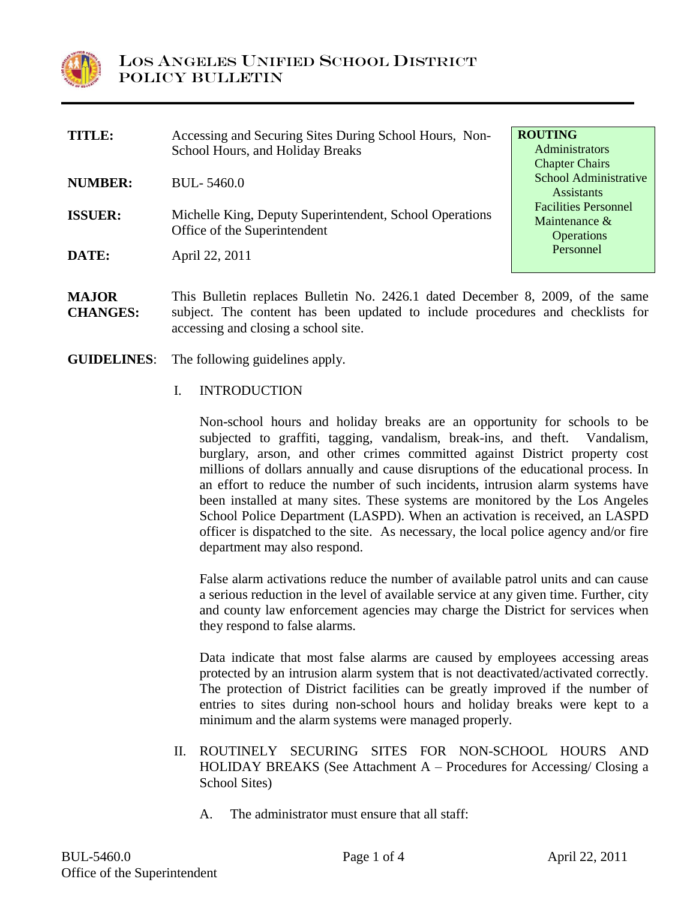# LOS ANGELES UNIFIED SCHOOL DISTRICT
## POLICY BULLETIN

| | |
|---|---|
| **TITLE:** | Accessing and Securing Sites During School Hours, Non-School Hours, and Holiday Breaks |
| **NUMBER:** | BUL- 5460.0 |
| **ISSUER:** | Michelle King, Deputy Superintendent, School Operations<br>Office of the Superintendent |
| **DATE:** | April 22, 2011 |

**ROUTING**
Administrators
Chapter Chairs
School Administrative Assistants
Facilities Personnel
Maintenance & Operations Personnel

**MAJOR CHANGES:** This Bulletin replaces Bulletin No. 2426.1 dated December 8, 2009, of the same subject. The content has been updated to include procedures and checklists for accessing and closing a school site.

**GUIDELINES**: The following guidelines apply.

I. INTRODUCTION

Non-school hours and holiday breaks are an opportunity for schools to be subjected to graffiti, tagging, vandalism, break-ins, and theft. Vandalism, burglary, arson, and other crimes committed against District property cost millions of dollars annually and cause disruptions of the educational process. In an effort to reduce the number of such incidents, intrusion alarm systems have been installed at many sites. These systems are monitored by the Los Angeles School Police Department (LASPD). When an activation is received, an LASPD officer is dispatched to the site. As necessary, the local police agency and/or fire department may also respond.

False alarm activations reduce the number of available patrol units and can cause a serious reduction in the level of available service at any given time. Further, city and county law enforcement agencies may charge the District for services when they respond to false alarms.

Data indicate that most false alarms are caused by employees accessing areas protected by an intrusion alarm system that is not deactivated/activated correctly. The protection of District facilities can be greatly improved if the number of entries to sites during non-school hours and holiday breaks were kept to a minimum and the alarm systems were managed properly.

II. ROUTINELY SECURING SITES FOR NON-SCHOOL HOURS AND HOLIDAY BREAKS (See Attachment A – Procedures for Accessing/ Closing a School Sites)

A. The administrator must ensure that all staff: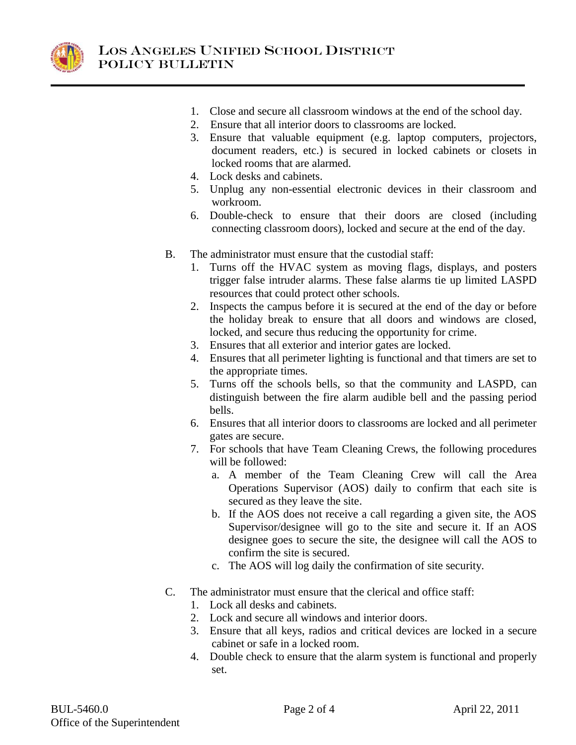1. Close and secure all classroom windows at the end of the school day.
2. Ensure that all interior doors to classrooms are locked.
3. Ensure that valuable equipment (e.g. laptop computers, projectors, document readers, etc.) is secured in locked cabinets or closets in locked rooms that are alarmed.
4. Lock desks and cabinets.
5. Unplug any non-essential electronic devices in their classroom and workroom.
6. Double-check to ensure that their doors are closed (including connecting classroom doors), locked and secure at the end of the day.

B. The administrator must ensure that the custodial staff:
   1. Turns off the HVAC system as moving flags, displays, and posters trigger false intruder alarms. These false alarms tie up limited LASPD resources that could protect other schools.
   2. Inspects the campus before it is secured at the end of the day or before the holiday break to ensure that all doors and windows are closed, locked, and secure thus reducing the opportunity for crime.
   3. Ensures that all exterior and interior gates are locked.
   4. Ensures that all perimeter lighting is functional and that timers are set to the appropriate times.
   5. Turns off the schools bells, so that the community and LASPD, can distinguish between the fire alarm audible bell and the passing period bells.
   6. Ensures that all interior doors to classrooms are locked and all perimeter gates are secure.
   7. For schools that have Team Cleaning Crews, the following procedures will be followed:
      a. A member of the Team Cleaning Crew will call the Area Operations Supervisor (AOS) daily to confirm that each site is secured as they leave the site.
      b. If the AOS does not receive a call regarding a given site, the AOS Supervisor/designee will go to the site and secure it. If an AOS designee goes to secure the site, the designee will call the AOS to confirm the site is secured.
      c. The AOS will log daily the confirmation of site security.

C. The administrator must ensure that the clerical and office staff:
   1. Lock all desks and cabinets.
   2. Lock and secure all windows and interior doors.
   3. Ensure that all keys, radios and critical devices are locked in a secure cabinet or safe in a locked room.
   4. Double check to ensure that the alarm system is functional and properly set.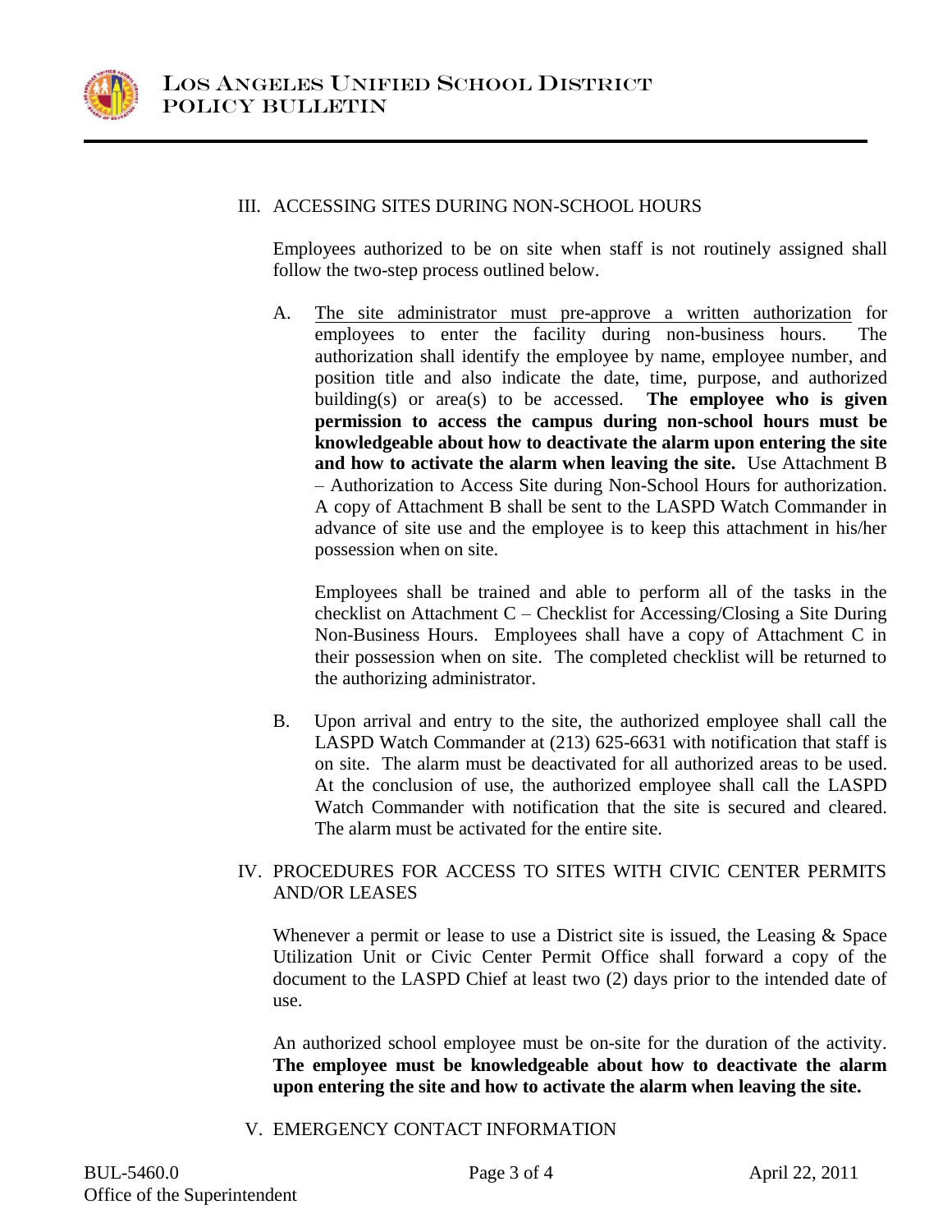## III. ACCESSING SITES DURING NON-SCHOOL HOURS

Employees authorized to be on site when staff is not routinely assigned shall follow the two-step process outlined below.

A. <u>The site administrator must pre-approve a written authorization</u> for employees to enter the facility during non-business hours. The authorization shall identify the employee by name, employee number, and position title and also indicate the date, time, purpose, and authorized building(s) or area(s) to be accessed. **The employee who is given permission to access the campus during non-school hours must be knowledgeable about how to deactivate the alarm upon entering the site and how to activate the alarm when leaving the site.** Use Attachment B – Authorization to Access Site during Non-School Hours for authorization. A copy of Attachment B shall be sent to the LASPD Watch Commander in advance of site use and the employee is to keep this attachment in his/her possession when on site.

   Employees shall be trained and able to perform all of the tasks in the checklist on Attachment C – Checklist for Accessing/Closing a Site During Non-Business Hours. Employees shall have a copy of Attachment C in their possession when on site. The completed checklist will be returned to the authorizing administrator.

B. Upon arrival and entry to the site, the authorized employee shall call the LASPD Watch Commander at (213) 625-6631 with notification that staff is on site. The alarm must be deactivated for all authorized areas to be used. At the conclusion of use, the authorized employee shall call the LASPD Watch Commander with notification that the site is secured and cleared. The alarm must be activated for the entire site.

## IV. PROCEDURES FOR ACCESS TO SITES WITH CIVIC CENTER PERMITS AND/OR LEASES

Whenever a permit or lease to use a District site is issued, the Leasing & Space Utilization Unit or Civic Center Permit Office shall forward a copy of the document to the LASPD Chief at least two (2) days prior to the intended date of use.

An authorized school employee must be on-site for the duration of the activity. **The employee must be knowledgeable about how to deactivate the alarm upon entering the site and how to activate the alarm when leaving the site.**

## V. EMERGENCY CONTACT INFORMATION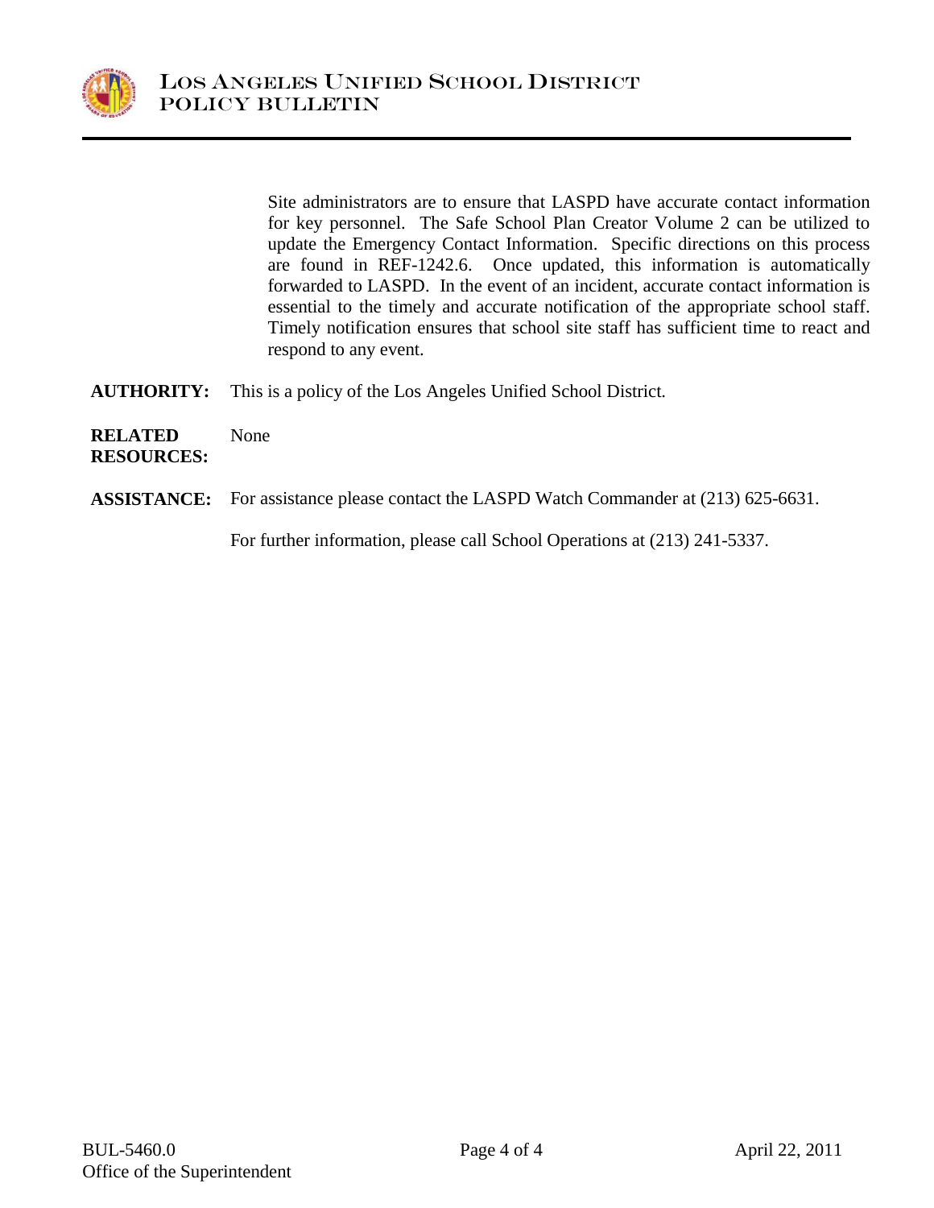Site administrators are to ensure that LASPD have accurate contact information for key personnel. The Safe School Plan Creator Volume 2 can be utilized to update the Emergency Contact Information. Specific directions on this process are found in REF-1242.6. Once updated, this information is automatically forwarded to LASPD. In the event of an incident, accurate contact information is essential to the timely and accurate notification of the appropriate school staff. Timely notification ensures that school site staff has sufficient time to react and respond to any event.

**AUTHORITY:** This is a policy of the Los Angeles Unified School District.

**RELATED RESOURCES:** None

**ASSISTANCE:** For assistance please contact the LASPD Watch Commander at (213) 625-6631.

For further information, please call School Operations at (213) 241-5337.